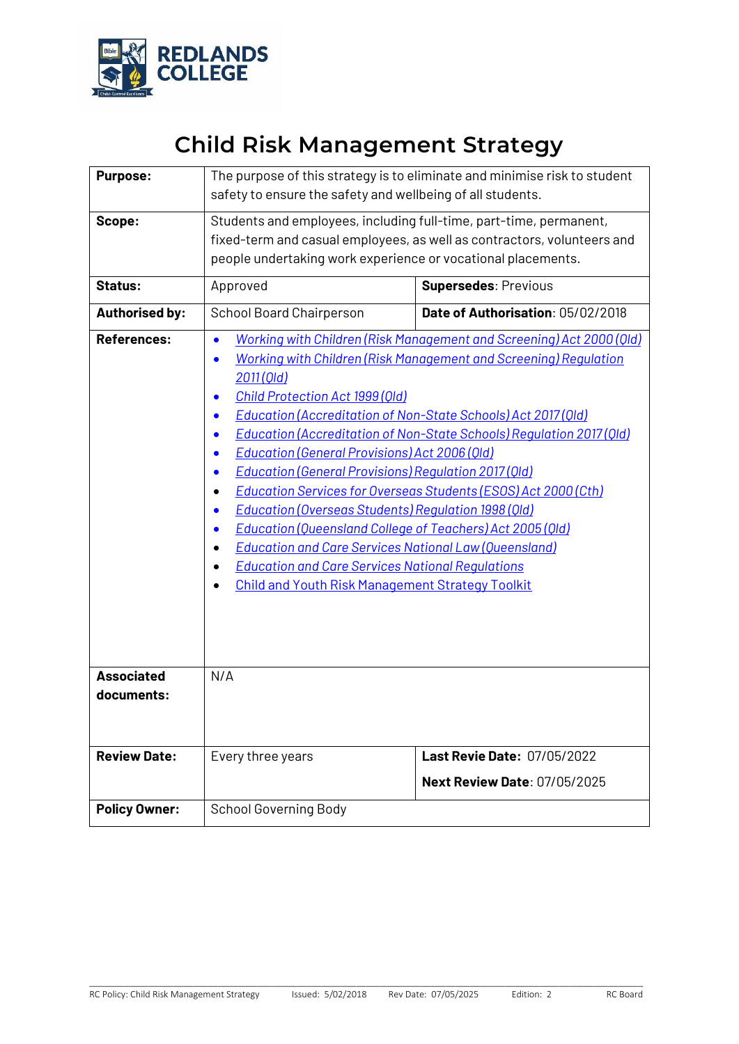REDLANDS COLLEGE

# Child Risk Management Strategy

| | | |
|---|---|---|
| **Purpose:** | The purpose of this strategy is to eliminate and minimise risk to student safety to ensure the safety and wellbeing of all students. | |
| **Scope:** | Students and employees, including full-time, part-time, permanent, fixed-term and casual employees, as well as contractors, volunteers and people undertaking work experience or vocational placements. | |
| **Status:** | Approved | **Supersedes**: Previous |
| **Authorised by:** | School Board Chairperson | **Date of Authorisation**: 05/02/2018 |
| **References:** | • *Working with Children (Risk Management and Screening) Act 2000 (Qld)*<br>• *Working with Children (Risk Management and Screening) Regulation 2011 (Qld)*<br>• *Child Protection Act 1999 (Qld)*<br>• *Education (Accreditation of Non-State Schools) Act 2017 (Qld)*<br>• *Education (Accreditation of Non-State Schools) Regulation 2017 (Qld)*<br>• *Education (General Provisions) Act 2006 (Qld)*<br>• *Education (General Provisions) Regulation 2017 (Qld)*<br>• *Education Services for Overseas Students (ESOS) Act 2000 (Cth)*<br>• *Education (Overseas Students) Regulation 1998 (Qld)*<br>• *Education (Queensland College of Teachers) Act 2005 (Qld)*<br>• *Education and Care Services National Law (Queensland)*<br>• *Education and Care Services National Regulations*<br>• Child and Youth Risk Management Strategy Toolkit | |
| **Associated documents:** | N/A | |
| **Review Date:** | Every three years | **Last Revie Date:** 07/05/2022<br>**Next Review Date**: 07/05/2025 |
| **Policy Owner:** | School Governing Body | |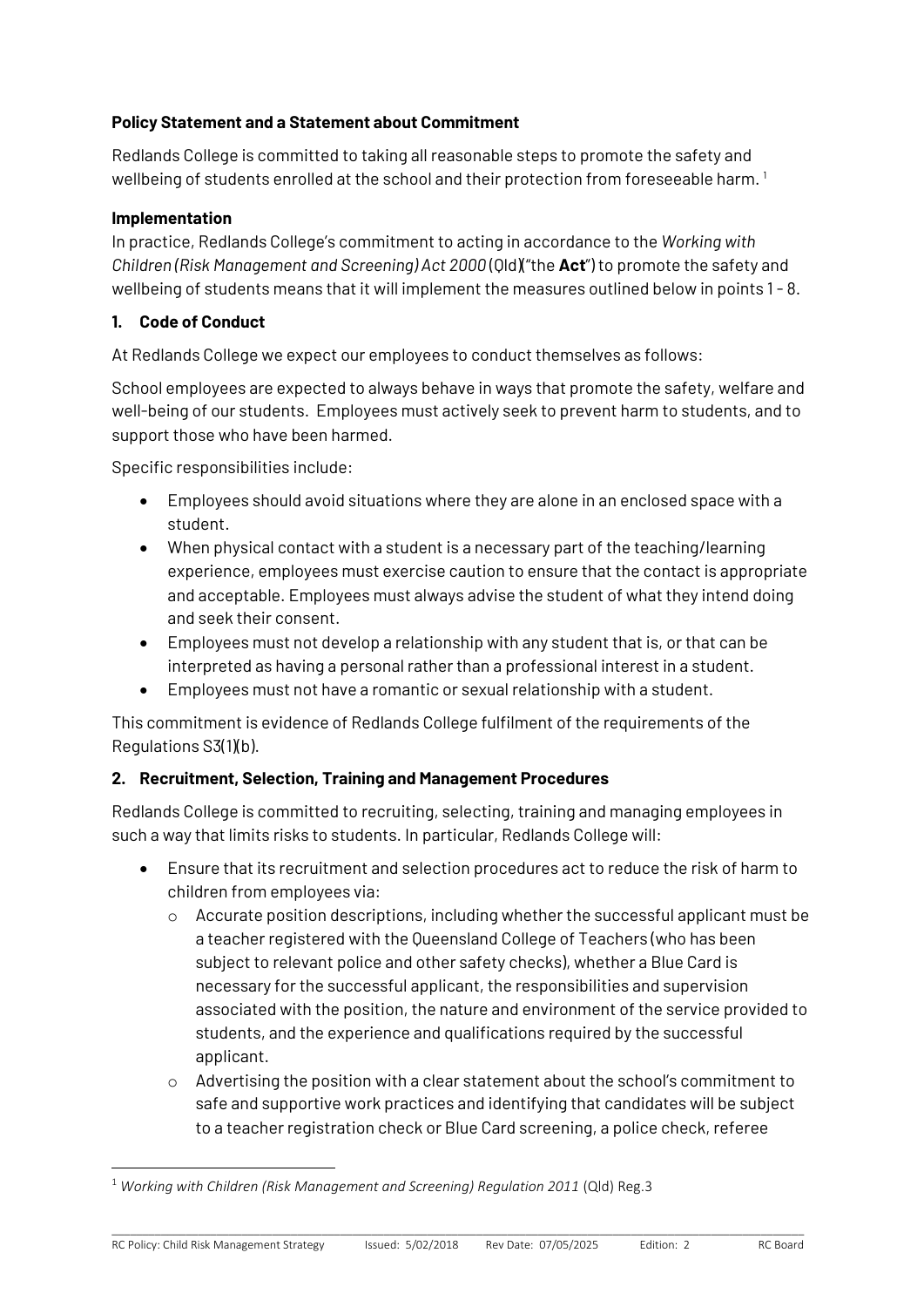**Policy Statement and a Statement about Commitment**

Redlands College is committed to taking all reasonable steps to promote the safety and wellbeing of students enrolled at the school and their protection from foreseeable harm. [1]

**Implementation**

In practice, Redlands College's commitment to acting in accordance to the *Working with Children (Risk Management and Screening) Act 2000* (Qld) ("the **Act**") to promote the safety and wellbeing of students means that it will implement the measures outlined below in points 1 - 8.

**1. Code of Conduct**

At Redlands College we expect our employees to conduct themselves as follows:

School employees are expected to always behave in ways that promote the safety, welfare and well-being of our students. Employees must actively seek to prevent harm to students, and to support those who have been harmed.

Specific responsibilities include:

- Employees should avoid situations where they are alone in an enclosed space with a student.
- When physical contact with a student is a necessary part of the teaching/learning experience, employees must exercise caution to ensure that the contact is appropriate and acceptable. Employees must always advise the student of what they intend doing and seek their consent.
- Employees must not develop a relationship with any student that is, or that can be interpreted as having a personal rather than a professional interest in a student.
- Employees must not have a romantic or sexual relationship with a student.

This commitment is evidence of Redlands College fulfilment of the requirements of the Regulations S3(1)(b).

**2. Recruitment, Selection, Training and Management Procedures**

Redlands College is committed to recruiting, selecting, training and managing employees in such a way that limits risks to students. In particular, Redlands College will:

- Ensure that its recruitment and selection procedures act to reduce the risk of harm to children from employees via:
  - Accurate position descriptions, including whether the successful applicant must be a teacher registered with the Queensland College of Teachers (who has been subject to relevant police and other safety checks), whether a Blue Card is necessary for the successful applicant, the responsibilities and supervision associated with the position, the nature and environment of the service provided to students, and the experience and qualifications required by the successful applicant.
  - Advertising the position with a clear statement about the school's commitment to safe and supportive work practices and identifying that candidates will be subject to a teacher registration check or Blue Card screening, a police check, referee

---

[1] *Working with Children (Risk Management and Screening) Regulation 2011* (Qld) Reg.3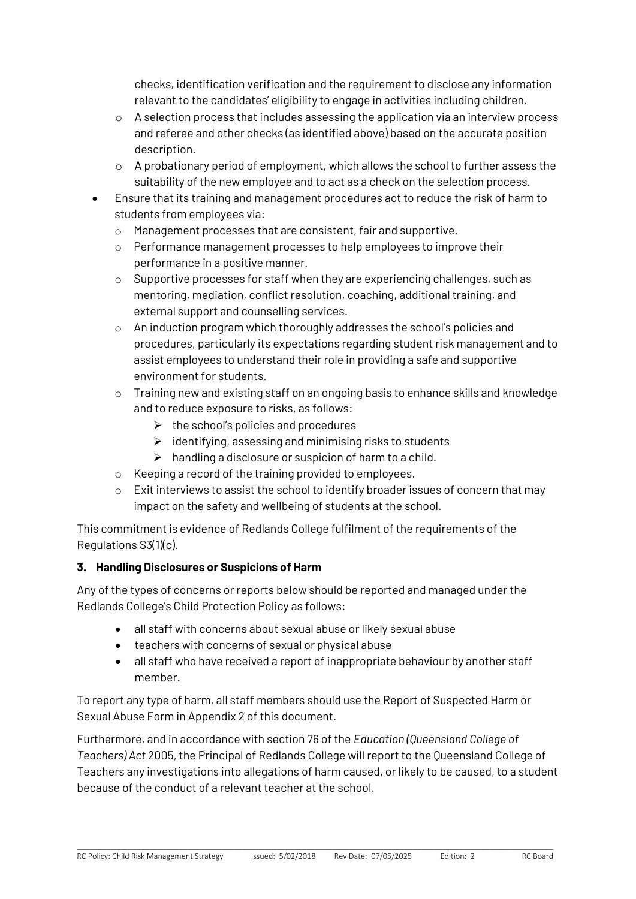checks, identification verification and the requirement to disclose any information relevant to the candidates' eligibility to engage in activities including children.
  - A selection process that includes assessing the application via an interview process and referee and other checks (as identified above) based on the accurate position description.
  - A probationary period of employment, which allows the school to further assess the suitability of the new employee and to act as a check on the selection process.
- Ensure that its training and management procedures act to reduce the risk of harm to students from employees via:
  - Management processes that are consistent, fair and supportive.
  - Performance management processes to help employees to improve their performance in a positive manner.
  - Supportive processes for staff when they are experiencing challenges, such as mentoring, mediation, conflict resolution, coaching, additional training, and external support and counselling services.
  - An induction program which thoroughly addresses the school's policies and procedures, particularly its expectations regarding student risk management and to assist employees to understand their role in providing a safe and supportive environment for students.
  - Training new and existing staff on an ongoing basis to enhance skills and knowledge and to reduce exposure to risks, as follows:
    - the school's policies and procedures
    - identifying, assessing and minimising risks to students
    - handling a disclosure or suspicion of harm to a child.
  - Keeping a record of the training provided to employees.
  - Exit interviews to assist the school to identify broader issues of concern that may impact on the safety and wellbeing of students at the school.

This commitment is evidence of Redlands College fulfilment of the requirements of the Regulations S3(1)(c).

### 3. Handling Disclosures or Suspicions of Harm

Any of the types of concerns or reports below should be reported and managed under the Redlands College's Child Protection Policy as follows:

- all staff with concerns about sexual abuse or likely sexual abuse
- teachers with concerns of sexual or physical abuse
- all staff who have received a report of inappropriate behaviour by another staff member.

To report any type of harm, all staff members should use the Report of Suspected Harm or Sexual Abuse Form in Appendix 2 of this document.

Furthermore, and in accordance with section 76 of the *Education (Queensland College of Teachers) Act* 2005, the Principal of Redlands College will report to the Queensland College of Teachers any investigations into allegations of harm caused, or likely to be caused, to a student because of the conduct of a relevant teacher at the school.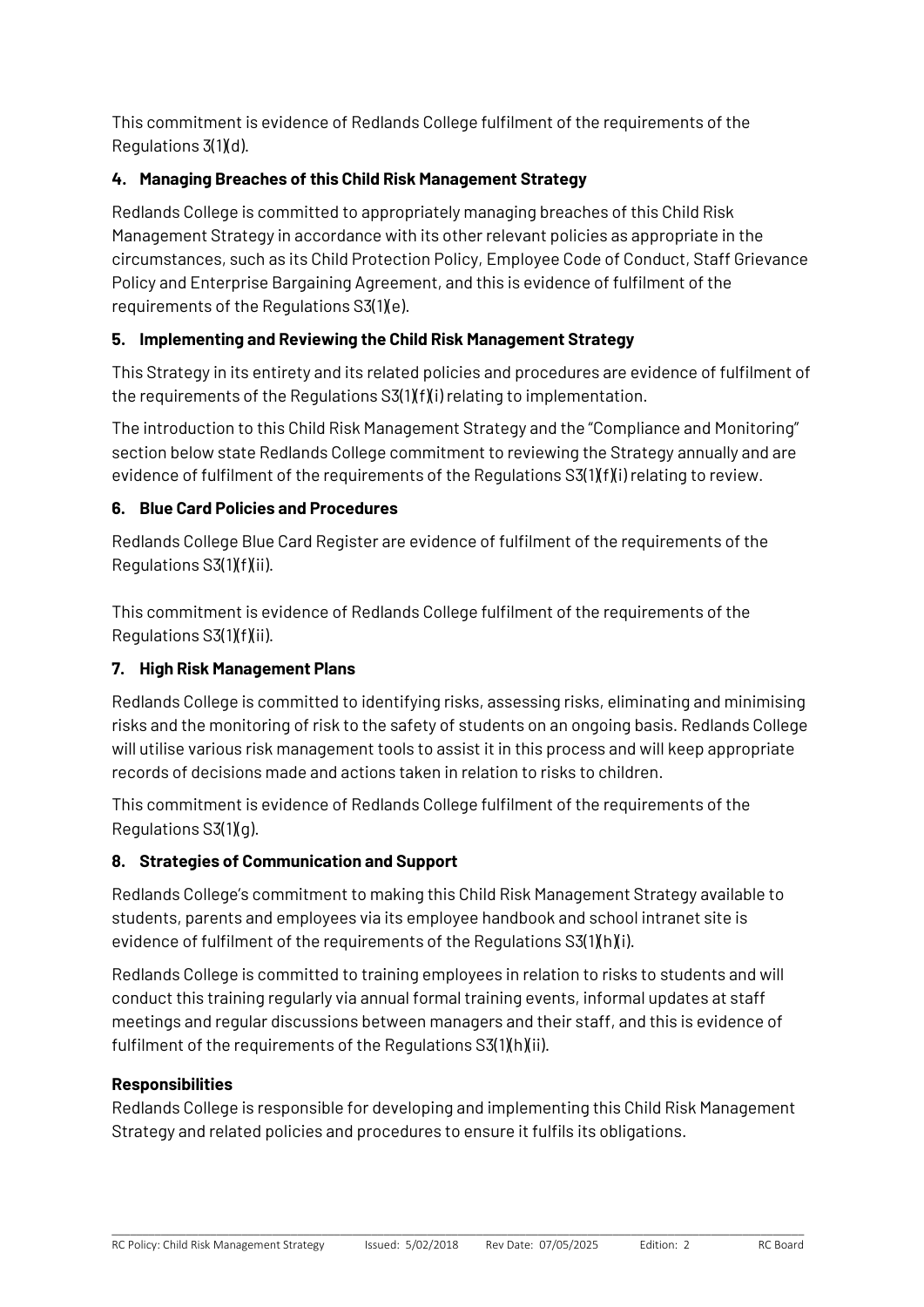This commitment is evidence of Redlands College fulfilment of the requirements of the Regulations 3(1)(d).

## 4. Managing Breaches of this Child Risk Management Strategy

Redlands College is committed to appropriately managing breaches of this Child Risk Management Strategy in accordance with its other relevant policies as appropriate in the circumstances, such as its Child Protection Policy, Employee Code of Conduct, Staff Grievance Policy and Enterprise Bargaining Agreement, and this is evidence of fulfilment of the requirements of the Regulations S3(1)(e).

## 5. Implementing and Reviewing the Child Risk Management Strategy

This Strategy in its entirety and its related policies and procedures are evidence of fulfilment of the requirements of the Regulations S3(1)(f)(i) relating to implementation.

The introduction to this Child Risk Management Strategy and the "Compliance and Monitoring" section below state Redlands College commitment to reviewing the Strategy annually and are evidence of fulfilment of the requirements of the Regulations S3(1)(f)(i) relating to review.

## 6. Blue Card Policies and Procedures

Redlands College Blue Card Register are evidence of fulfilment of the requirements of the Regulations S3(1)(f)(ii).

This commitment is evidence of Redlands College fulfilment of the requirements of the Regulations S3(1)(f)(ii).

## 7. High Risk Management Plans

Redlands College is committed to identifying risks, assessing risks, eliminating and minimising risks and the monitoring of risk to the safety of students on an ongoing basis. Redlands College will utilise various risk management tools to assist it in this process and will keep appropriate records of decisions made and actions taken in relation to risks to children.

This commitment is evidence of Redlands College fulfilment of the requirements of the Regulations S3(1)(g).

## 8. Strategies of Communication and Support

Redlands College's commitment to making this Child Risk Management Strategy available to students, parents and employees via its employee handbook and school intranet site is evidence of fulfilment of the requirements of the Regulations S3(1)(h)(i).

Redlands College is committed to training employees in relation to risks to students and will conduct this training regularly via annual formal training events, informal updates at staff meetings and regular discussions between managers and their staff, and this is evidence of fulfilment of the requirements of the Regulations S3(1)(h)(ii).

### Responsibilities

Redlands College is responsible for developing and implementing this Child Risk Management Strategy and related policies and procedures to ensure it fulfils its obligations.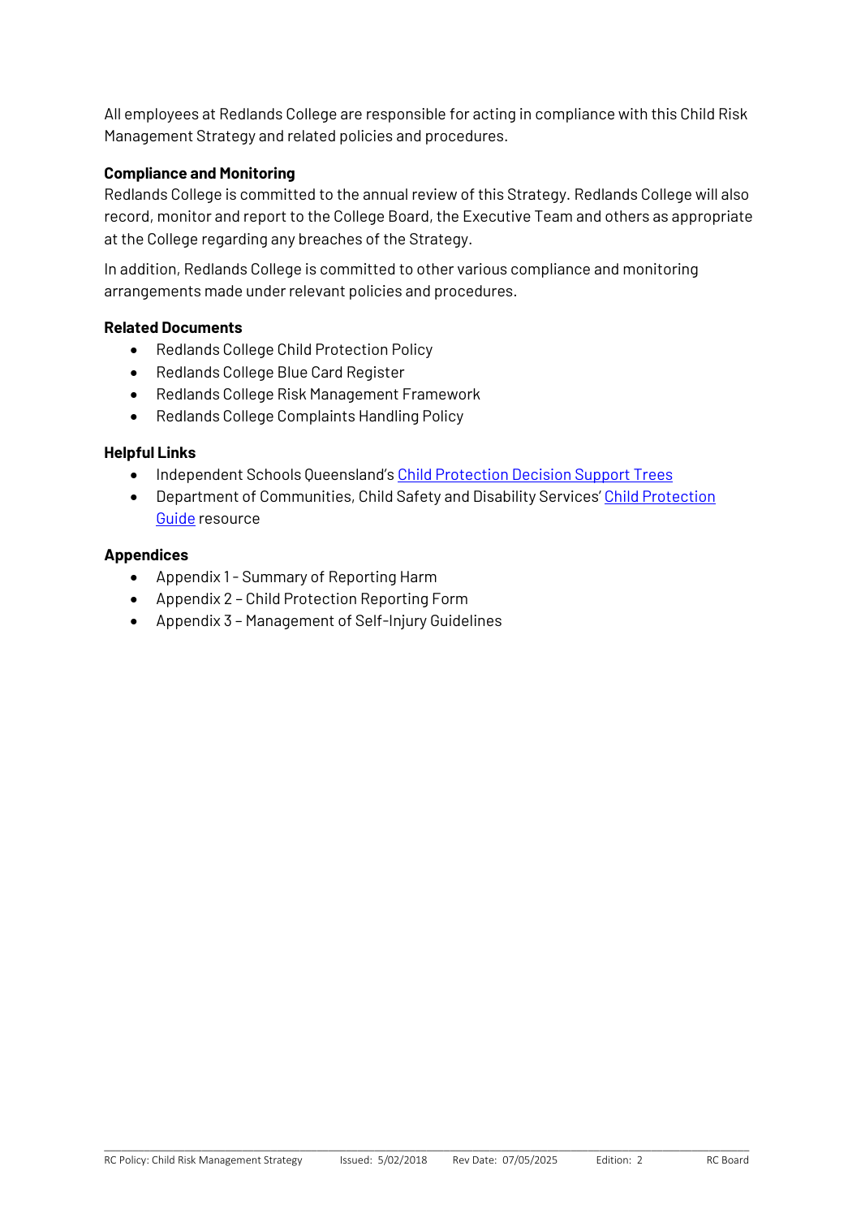All employees at Redlands College are responsible for acting in compliance with this Child Risk Management Strategy and related policies and procedures.

**Compliance and Monitoring**

Redlands College is committed to the annual review of this Strategy. Redlands College will also record, monitor and report to the College Board, the Executive Team and others as appropriate at the College regarding any breaches of the Strategy.

In addition, Redlands College is committed to other various compliance and monitoring arrangements made under relevant policies and procedures.

**Related Documents**

- Redlands College Child Protection Policy
- Redlands College Blue Card Register
- Redlands College Risk Management Framework
- Redlands College Complaints Handling Policy

**Helpful Links**

- Independent Schools Queensland's Child Protection Decision Support Trees
- Department of Communities, Child Safety and Disability Services' Child Protection Guide resource

**Appendices**

- Appendix 1 - Summary of Reporting Harm
- Appendix 2 – Child Protection Reporting Form
- Appendix 3 – Management of Self-Injury Guidelines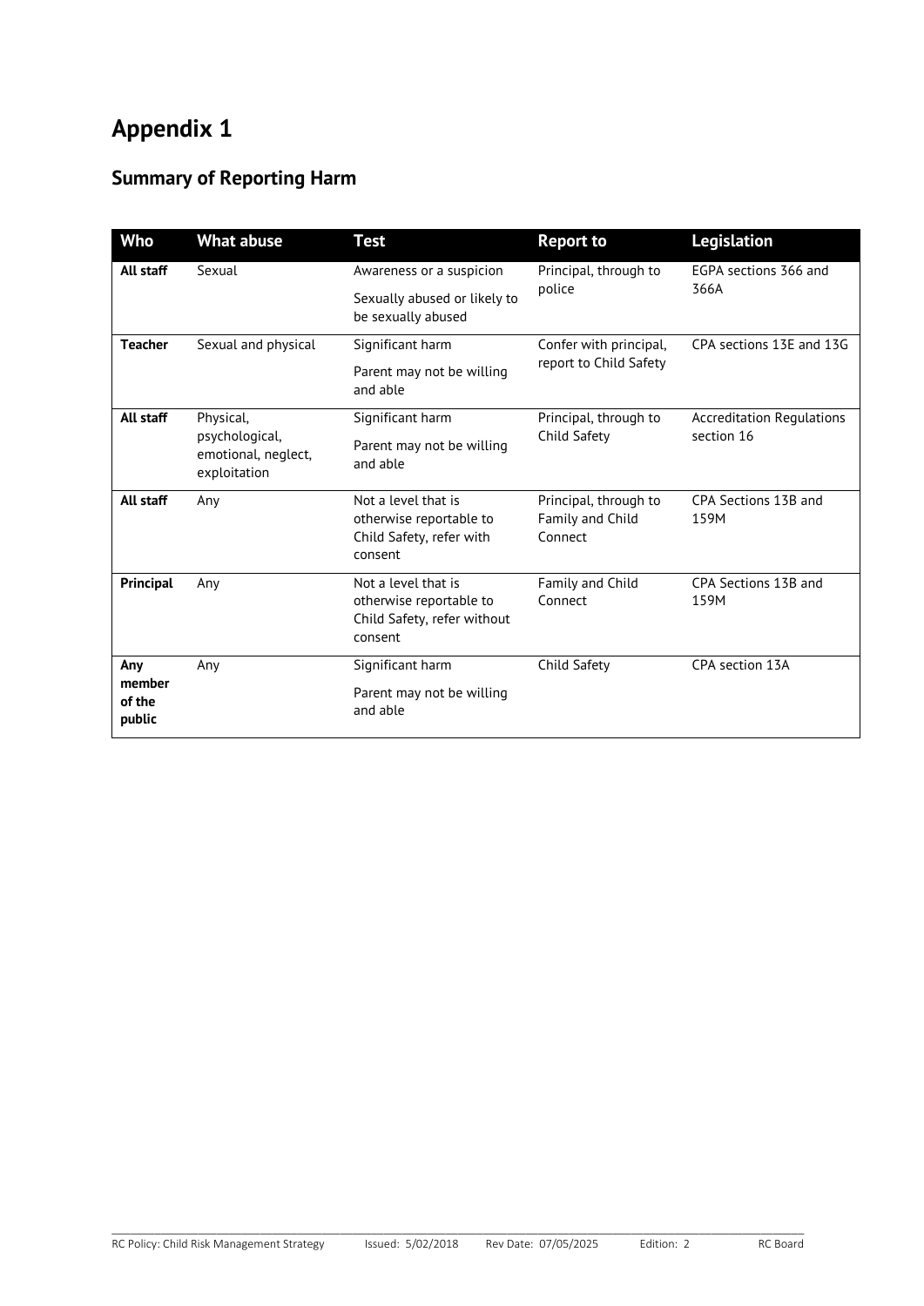# Appendix 1

## Summary of Reporting Harm

| Who | What abuse | Test | Report to | Legislation |
|---|---|---|---|---|
| **All staff** | Sexual | Awareness or a suspicion<br>Sexually abused or likely to be sexually abused | Principal, through to police | EGPA sections 366 and 366A |
| **Teacher** | Sexual and physical | Significant harm<br>Parent may not be willing and able | Confer with principal, report to Child Safety | CPA sections 13E and 13G |
| **All staff** | Physical, psychological, emotional, neglect, exploitation | Significant harm<br>Parent may not be willing and able | Principal, through to Child Safety | Accreditation Regulations section 16 |
| **All staff** | Any | Not a level that is otherwise reportable to Child Safety, refer with consent | Principal, through to Family and Child Connect | CPA Sections 13B and 159M |
| **Principal** | Any | Not a level that is otherwise reportable to Child Safety, refer without consent | Family and Child Connect | CPA Sections 13B and 159M |
| **Any member of the public** | Any | Significant harm<br>Parent may not be willing and able | Child Safety | CPA section 13A |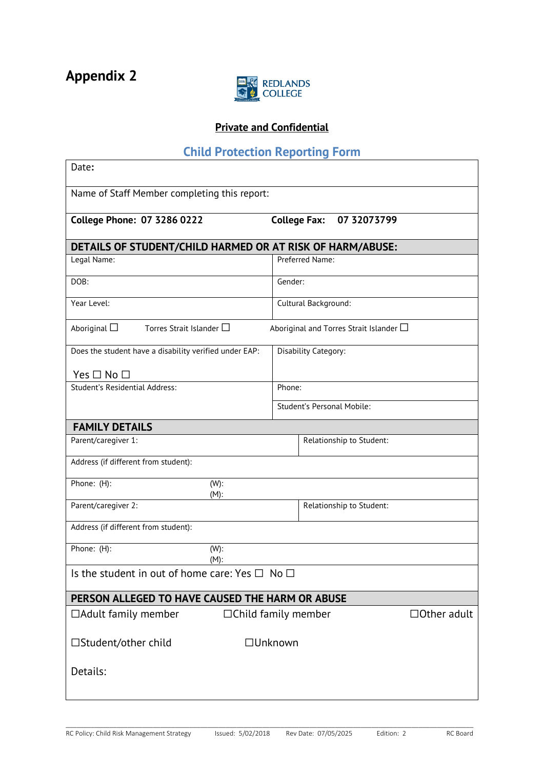## Appendix 2

REDLANDS COLLEGE

**Private and Confidential**

### Child Protection Reporting Form

| | |
|---|---|
| Date**:** | |
| Name of Staff Member completing this report: | |
| **College Phone: 07 3286 0222** | **College Fax: 07 32073799** |
| **DETAILS OF STUDENT/CHILD HARMED OR AT RISK OF HARM/ABUSE:** | |
| Legal Name: | Preferred Name: |
| DOB: | Gender: |
| Year Level: | Cultural Background: |
| Aboriginal ☐ Torres Strait Islander ☐ | Aboriginal and Torres Strait Islander ☐ |
| Does the student have a disability verified under EAP: Yes ☐ No ☐ | Disability Category: |
| Student's Residential Address: | Phone: |
| | Student's Personal Mobile: |
| **FAMILY DETAILS** | |
| Parent/caregiver 1: | Relationship to Student: |
| Address (if different from student): | |
| Phone: (H): (W): (M): | |
| Parent/caregiver 2: | Relationship to Student: |
| Address (if different from student): | |
| Phone: (H): (W): (M): | |
| Is the student in out of home care: Yes ☐ No ☐ | |
| **PERSON ALLEGED TO HAVE CAUSED THE HARM OR ABUSE** | |
| ☐Adult family member ☐Child family member ☐Other adult | |
| ☐Student/other child ☐Unknown | |
| Details: | |

RC Policy: Child Risk Management Strategy Issued: 5/02/2018 Rev Date: 07/05/2025 Edition: 2 RC Board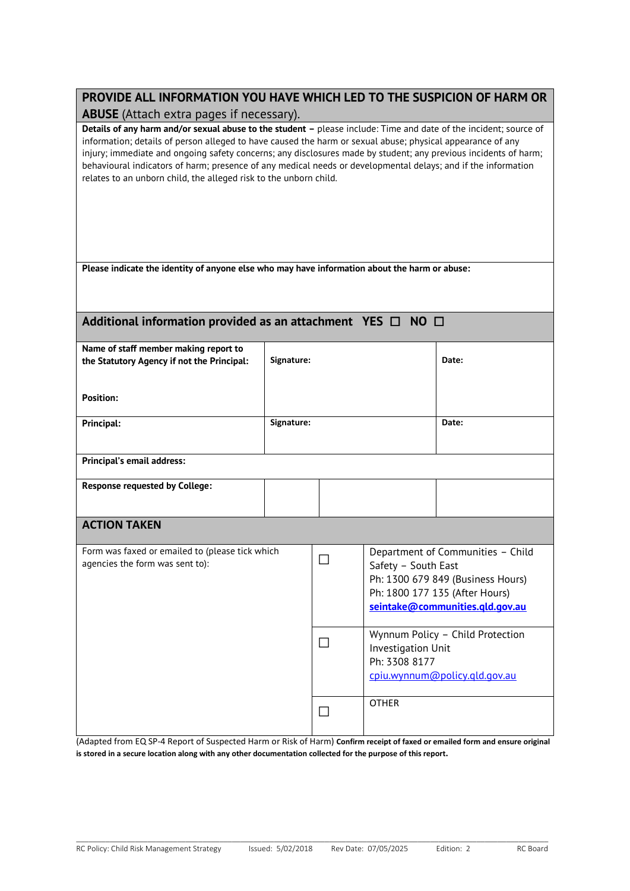## PROVIDE ALL INFORMATION YOU HAVE WHICH LED TO THE SUSPICION OF HARM OR ABUSE (Attach extra pages if necessary).

**Details of any harm and/or sexual abuse to the student –** please include: Time and date of the incident; source of information; details of person alleged to have caused the harm or sexual abuse; physical appearance of any injury; immediate and ongoing safety concerns; any disclosures made by student; any previous incidents of harm; behavioural indicators of harm; presence of any medical needs or developmental delays; and if the information relates to an unborn child, the alleged risk to the unborn child.

**Please indicate the identity of anyone else who may have information about the harm or abuse:**

### Additional information provided as an attachment YES ☐ NO ☐

| | | |
|---|---|---|
| **Name of staff member making report to the Statutory Agency if not the Principal:**<br><br>**Position:** | **Signature:** | **Date:** |
| **Principal:** | **Signature:** | **Date:** |
| **Principal's email address:** | | |
| **Response requested by College:** | | |

### ACTION TAKEN

| | | |
|---|---|---|
| Form was faxed or emailed to (please tick which agencies the form was sent to): | ☐ | Department of Communities – Child Safety – South East<br>Ph: 1300 679 849 (Business Hours)<br>Ph: 1800 177 135 (After Hours)<br>**seintake@communities.qld.gov.au** |
| | ☐ | Wynnum Policy – Child Protection Investigation Unit<br>Ph: 3308 8177<br>cpiu.wynnum@policy.qld.gov.au |
| | ☐ | OTHER |

(Adapted from EQ SP-4 Report of Suspected Harm or Risk of Harm) **Confirm receipt of faxed or emailed form and ensure original is stored in a secure location along with any other documentation collected for the purpose of this report.**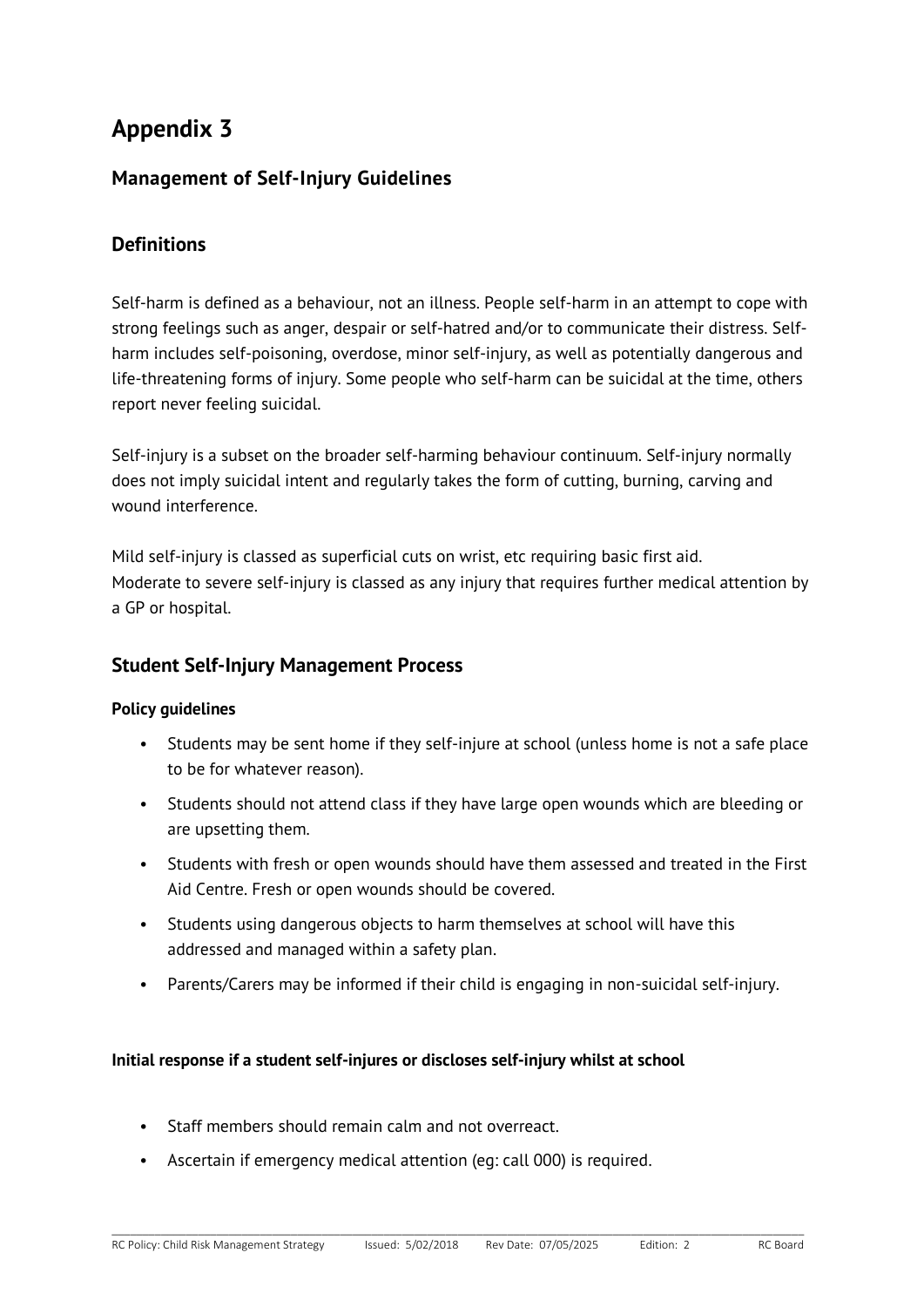# Appendix 3

## Management of Self-Injury Guidelines

## Definitions

Self-harm is defined as a behaviour, not an illness. People self-harm in an attempt to cope with strong feelings such as anger, despair or self-hatred and/or to communicate their distress. Self-harm includes self-poisoning, overdose, minor self-injury, as well as potentially dangerous and life-threatening forms of injury. Some people who self-harm can be suicidal at the time, others report never feeling suicidal.

Self-injury is a subset on the broader self-harming behaviour continuum. Self-injury normally does not imply suicidal intent and regularly takes the form of cutting, burning, carving and wound interference.

Mild self-injury is classed as superficial cuts on wrist, etc requiring basic first aid.
Moderate to severe self-injury is classed as any injury that requires further medical attention by a GP or hospital.

## Student Self-Injury Management Process

**Policy guidelines**

- Students may be sent home if they self-injure at school (unless home is not a safe place to be for whatever reason).
- Students should not attend class if they have large open wounds which are bleeding or are upsetting them.
- Students with fresh or open wounds should have them assessed and treated in the First Aid Centre. Fresh or open wounds should be covered.
- Students using dangerous objects to harm themselves at school will have this addressed and managed within a safety plan.
- Parents/Carers may be informed if their child is engaging in non-suicidal self-injury.

**Initial response if a student self-injures or discloses self-injury whilst at school**

- Staff members should remain calm and not overreact.
- Ascertain if emergency medical attention (eg: call 000) is required.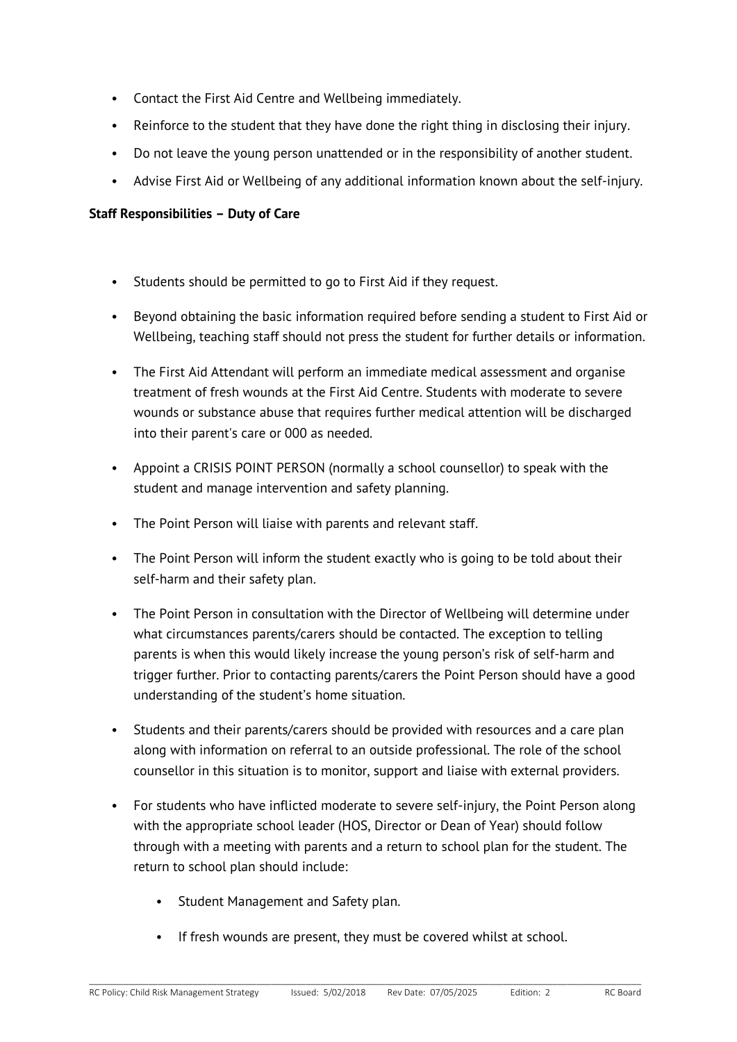- Contact the First Aid Centre and Wellbeing immediately.
- Reinforce to the student that they have done the right thing in disclosing their injury.
- Do not leave the young person unattended or in the responsibility of another student.
- Advise First Aid or Wellbeing of any additional information known about the self-injury.

**Staff Responsibilities – Duty of Care**

- Students should be permitted to go to First Aid if they request.
- Beyond obtaining the basic information required before sending a student to First Aid or Wellbeing, teaching staff should not press the student for further details or information.
- The First Aid Attendant will perform an immediate medical assessment and organise treatment of fresh wounds at the First Aid Centre. Students with moderate to severe wounds or substance abuse that requires further medical attention will be discharged into their parent's care or 000 as needed.
- Appoint a CRISIS POINT PERSON (normally a school counsellor) to speak with the student and manage intervention and safety planning.
- The Point Person will liaise with parents and relevant staff.
- The Point Person will inform the student exactly who is going to be told about their self-harm and their safety plan.
- The Point Person in consultation with the Director of Wellbeing will determine under what circumstances parents/carers should be contacted. The exception to telling parents is when this would likely increase the young person's risk of self-harm and trigger further. Prior to contacting parents/carers the Point Person should have a good understanding of the student's home situation.
- Students and their parents/carers should be provided with resources and a care plan along with information on referral to an outside professional. The role of the school counsellor in this situation is to monitor, support and liaise with external providers.
- For students who have inflicted moderate to severe self-injury, the Point Person along with the appropriate school leader (HOS, Director or Dean of Year) should follow through with a meeting with parents and a return to school plan for the student. The return to school plan should include:
  - Student Management and Safety plan.
  - If fresh wounds are present, they must be covered whilst at school.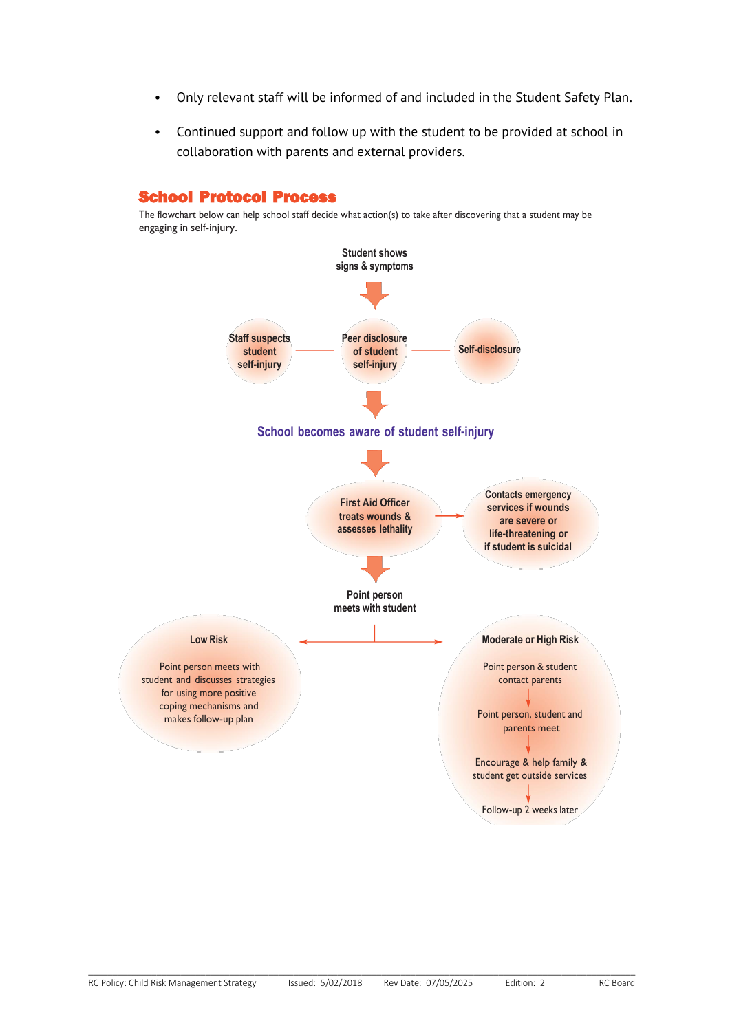- Only relevant staff will be informed of and included in the Student Safety Plan.
- Continued support and follow up with the student to be provided at school in collaboration with parents and external providers.

## School Protocol Process

The flowchart below can help school staff decide what action(s) to take after discovering that a student may be engaging in self-injury.

Student shows signs & symptoms

Staff suspects student self-injury

Peer disclosure of student self-injury

Self-disclosure

School becomes aware of student self-injury

First Aid Officer treats wounds & assesses lethality

Contacts emergency services if wounds are severe or life-threatening or if student is suicidal

Point person meets with student

Low Risk

Point person meets with student and discusses strategies for using more positive coping mechanisms and makes follow-up plan

Moderate or High Risk

Point person & student contact parents

Point person, student and parents meet

Encourage & help family & student get outside services

Follow-up 2 weeks later